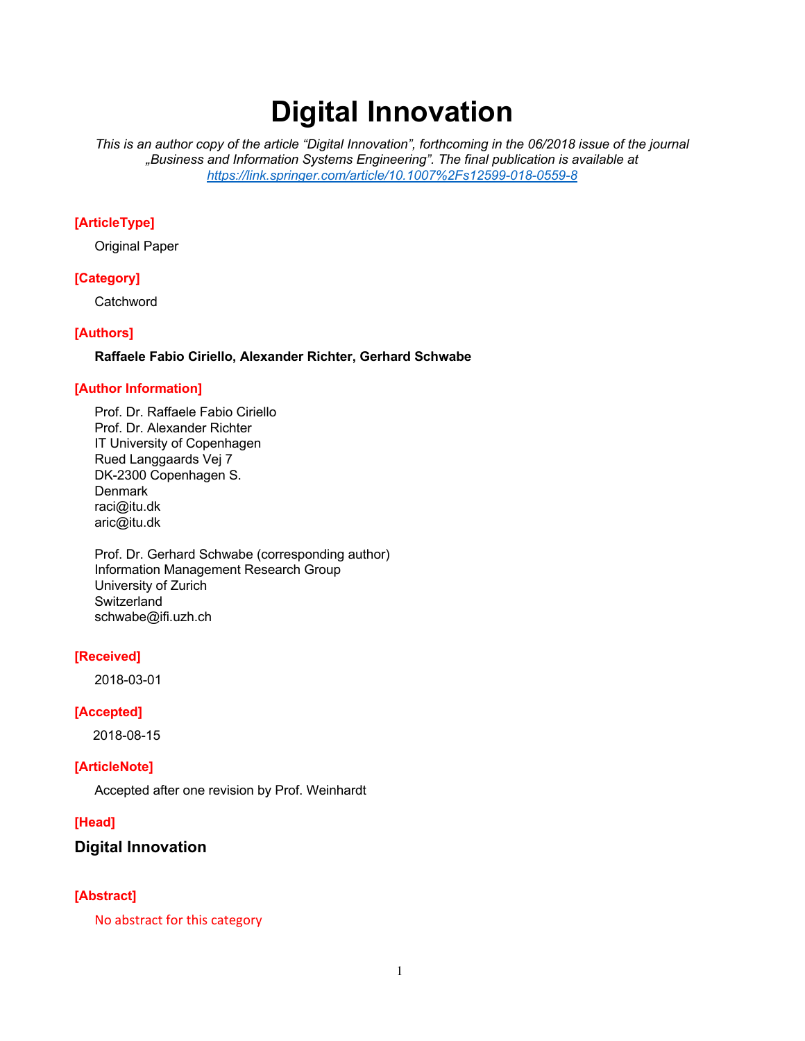# Digital Innovation

*This is an author copy of the article "Digital Innovation", forthcoming in the 06/2018 issue of the journal „Business and Information Systems Engineering". The final publication is available at https://link.springer.com/article/10.1007%2Fs12599-018-0559-8*

**[ArticleType]**

Original Paper

**[Category]**

Catchword

**[Authors]**

**Raffaele Fabio Ciriello, Alexander Richter, Gerhard Schwabe**

**[Author Information]**

Prof. Dr. Raffaele Fabio Ciriello
Prof. Dr. Alexander Richter
IT University of Copenhagen
Rued Langgaards Vej 7
DK-2300 Copenhagen S.
Denmark
raci@itu.dk
aric@itu.dk

Prof. Dr. Gerhard Schwabe (corresponding author)
Information Management Research Group
University of Zurich
Switzerland
schwabe@ifi.uzh.ch

**[Received]**

2018-03-01

**[Accepted]**

2018-08-15

**[ArticleNote]**

Accepted after one revision by Prof. Weinhardt

**[Head]**

## Digital Innovation

**[Abstract]**

No abstract for this category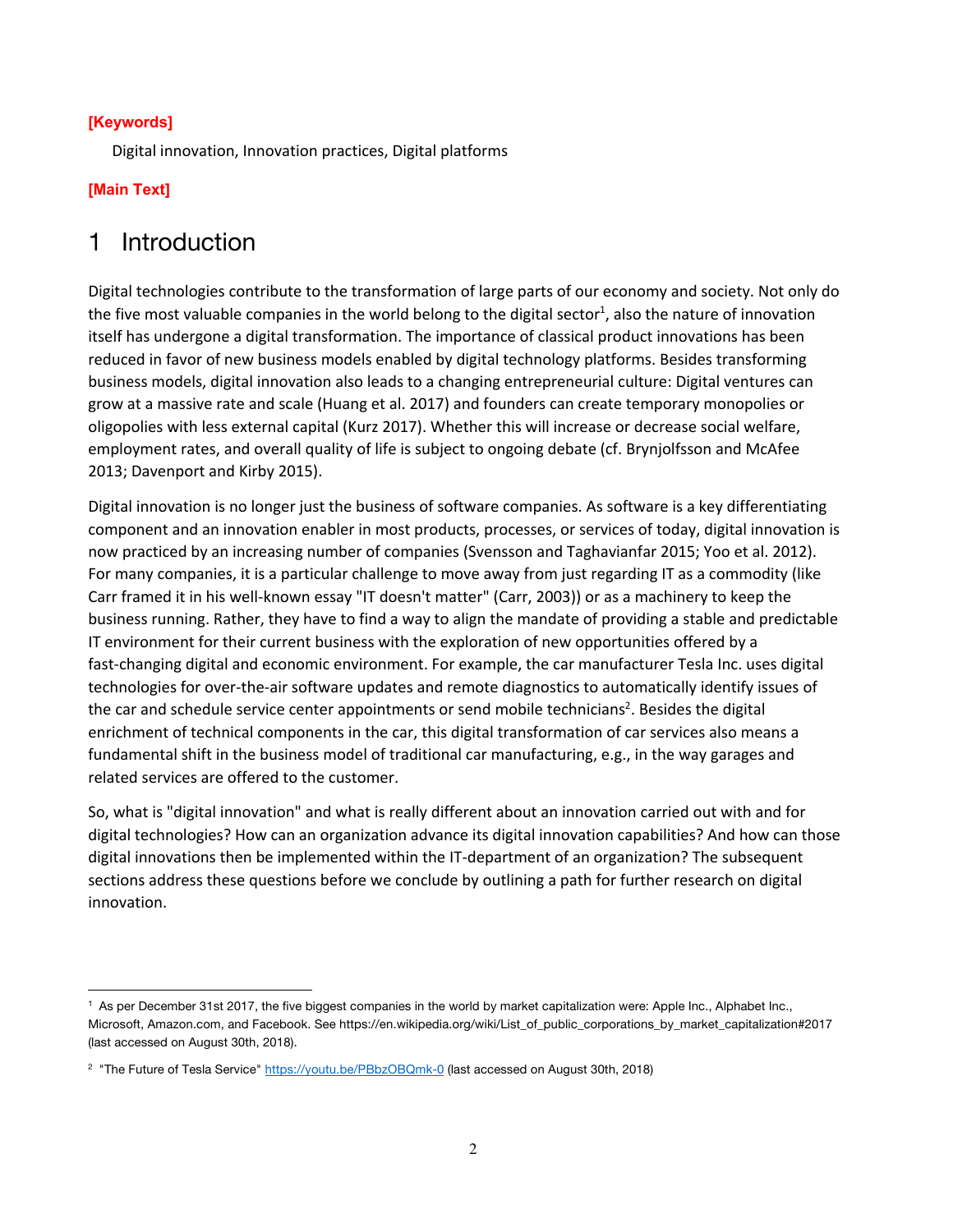**[Keywords]**

Digital innovation, Innovation practices, Digital platforms

**[Main Text]**

# 1 Introduction

Digital technologies contribute to the transformation of large parts of our economy and society. Not only do the five most valuable companies in the world belong to the digital sector[1], also the nature of innovation itself has undergone a digital transformation. The importance of classical product innovations has been reduced in favor of new business models enabled by digital technology platforms. Besides transforming business models, digital innovation also leads to a changing entrepreneurial culture: Digital ventures can grow at a massive rate and scale (Huang et al. 2017) and founders can create temporary monopolies or oligopolies with less external capital (Kurz 2017). Whether this will increase or decrease social welfare, employment rates, and overall quality of life is subject to ongoing debate (cf. Brynjolfsson and McAfee 2013; Davenport and Kirby 2015).

Digital innovation is no longer just the business of software companies. As software is a key differentiating component and an innovation enabler in most products, processes, or services of today, digital innovation is now practiced by an increasing number of companies (Svensson and Taghavianfar 2015; Yoo et al. 2012). For many companies, it is a particular challenge to move away from just regarding IT as a commodity (like Carr framed it in his well-known essay "IT doesn't matter" (Carr, 2003)) or as a machinery to keep the business running. Rather, they have to find a way to align the mandate of providing a stable and predictable IT environment for their current business with the exploration of new opportunities offered by a fast-changing digital and economic environment. For example, the car manufacturer Tesla Inc. uses digital technologies for over-the-air software updates and remote diagnostics to automatically identify issues of the car and schedule service center appointments or send mobile technicians[2]. Besides the digital enrichment of technical components in the car, this digital transformation of car services also means a fundamental shift in the business model of traditional car manufacturing, e.g., in the way garages and related services are offered to the customer.

So, what is "digital innovation" and what is really different about an innovation carried out with and for digital technologies? How can an organization advance its digital innovation capabilities? And how can those digital innovations then be implemented within the IT-department of an organization? The subsequent sections address these questions before we conclude by outlining a path for further research on digital innovation.

---

[1] As per December 31st 2017, the five biggest companies in the world by market capitalization were: Apple Inc., Alphabet Inc., Microsoft, Amazon.com, and Facebook. See https://en.wikipedia.org/wiki/List_of_public_corporations_by_market_capitalization#2017 (last accessed on August 30th, 2018).

[2] "The Future of Tesla Service" https://youtu.be/PBbzOBQmk-0 (last accessed on August 30th, 2018)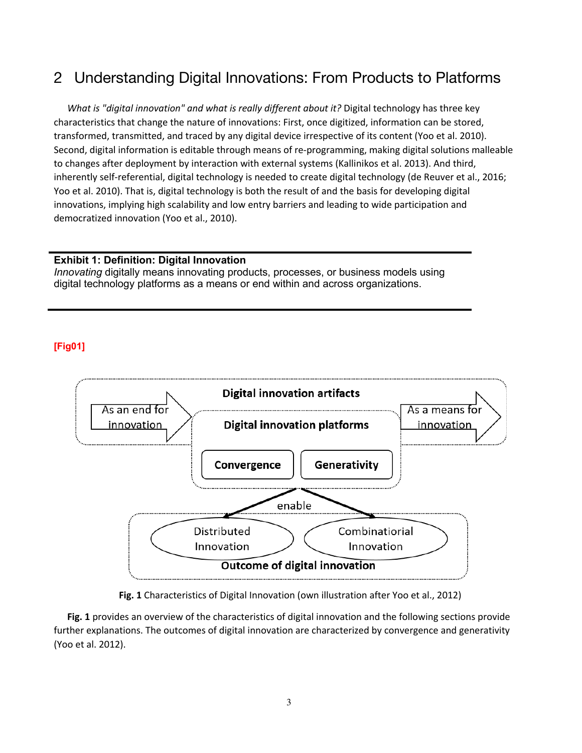## 2 Understanding Digital Innovations: From Products to Platforms

*What is "digital innovation" and what is really different about it?* Digital technology has three key characteristics that change the nature of innovations: First, once digitized, information can be stored, transformed, transmitted, and traced by any digital device irrespective of its content (Yoo et al. 2010). Second, digital information is editable through means of re-programming, making digital solutions malleable to changes after deployment by interaction with external systems (Kallinikos et al. 2013). And third, inherently self-referential, digital technology is needed to create digital technology (de Reuver et al., 2016; Yoo et al. 2010). That is, digital technology is both the result of and the basis for developing digital innovations, implying high scalability and low entry barriers and leading to wide participation and democratized innovation (Yoo et al., 2010).

**Exhibit 1: Definition: Digital Innovation**
*Innovating* digitally means innovating products, processes, or business models using digital technology platforms as a means or end within and across organizations.

[Fig01]

Digital innovation artifacts

As an end for innovation

Digital innovation platforms

As a means for innovation

Convergence

Generativity

enable

Distributed Innovation

Combinatiorial Innovation

Outcome of digital innovation

**Fig. 1** Characteristics of Digital Innovation (own illustration after Yoo et al., 2012)

**Fig. 1** provides an overview of the characteristics of digital innovation and the following sections provide further explanations. The outcomes of digital innovation are characterized by convergence and generativity (Yoo et al. 2012).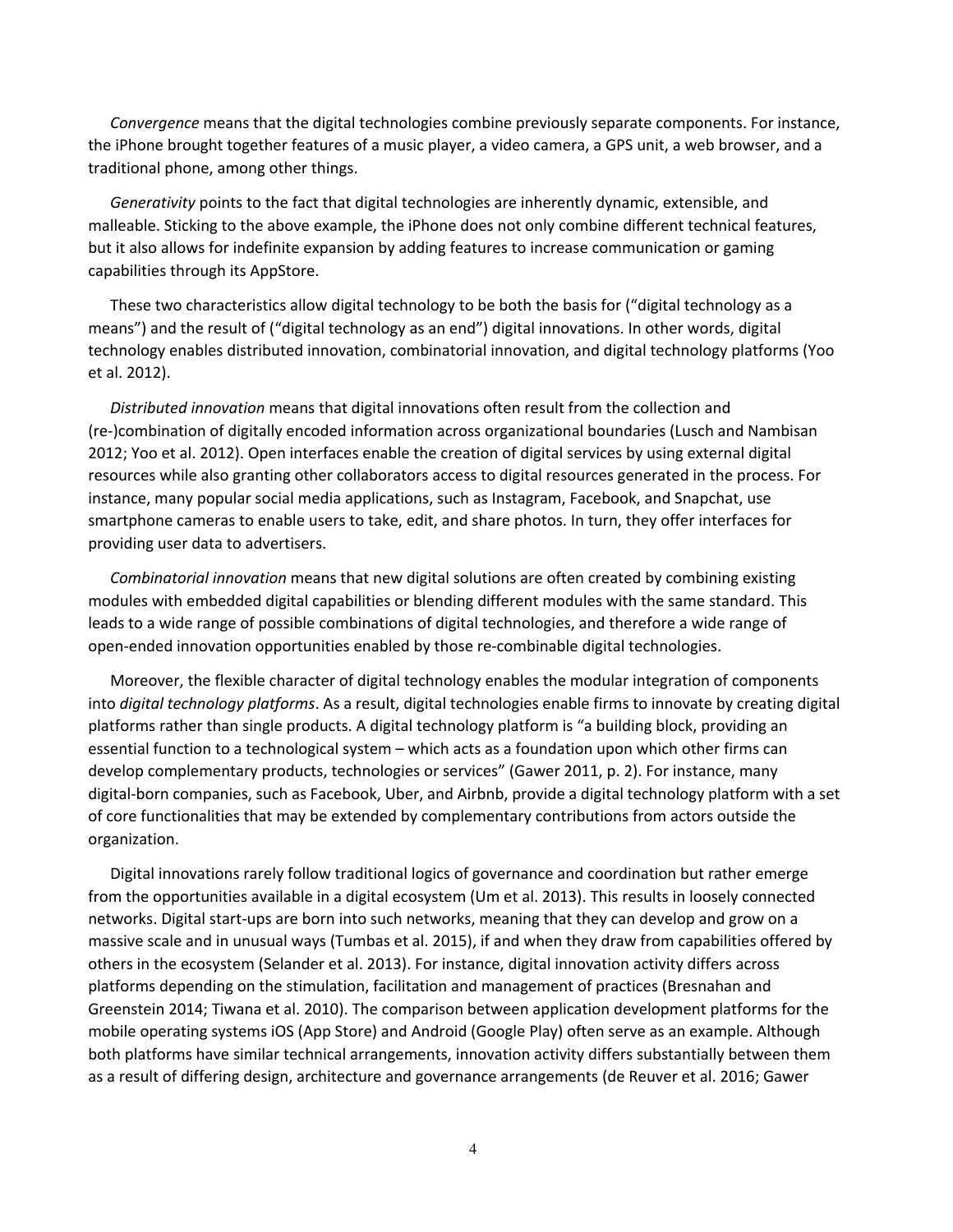*Convergence* means that the digital technologies combine previously separate components. For instance, the iPhone brought together features of a music player, a video camera, a GPS unit, a web browser, and a traditional phone, among other things.

*Generativity* points to the fact that digital technologies are inherently dynamic, extensible, and malleable. Sticking to the above example, the iPhone does not only combine different technical features, but it also allows for indefinite expansion by adding features to increase communication or gaming capabilities through its AppStore.

These two characteristics allow digital technology to be both the basis for ("digital technology as a means") and the result of ("digital technology as an end") digital innovations. In other words, digital technology enables distributed innovation, combinatorial innovation, and digital technology platforms (Yoo et al. 2012).

*Distributed innovation* means that digital innovations often result from the collection and (re-)combination of digitally encoded information across organizational boundaries (Lusch and Nambisan 2012; Yoo et al. 2012). Open interfaces enable the creation of digital services by using external digital resources while also granting other collaborators access to digital resources generated in the process. For instance, many popular social media applications, such as Instagram, Facebook, and Snapchat, use smartphone cameras to enable users to take, edit, and share photos. In turn, they offer interfaces for providing user data to advertisers.

*Combinatorial innovation* means that new digital solutions are often created by combining existing modules with embedded digital capabilities or blending different modules with the same standard. This leads to a wide range of possible combinations of digital technologies, and therefore a wide range of open-ended innovation opportunities enabled by those re-combinable digital technologies.

Moreover, the flexible character of digital technology enables the modular integration of components into *digital technology platforms*. As a result, digital technologies enable firms to innovate by creating digital platforms rather than single products. A digital technology platform is "a building block, providing an essential function to a technological system – which acts as a foundation upon which other firms can develop complementary products, technologies or services" (Gawer 2011, p. 2). For instance, many digital-born companies, such as Facebook, Uber, and Airbnb, provide a digital technology platform with a set of core functionalities that may be extended by complementary contributions from actors outside the organization.

Digital innovations rarely follow traditional logics of governance and coordination but rather emerge from the opportunities available in a digital ecosystem (Um et al. 2013). This results in loosely connected networks. Digital start-ups are born into such networks, meaning that they can develop and grow on a massive scale and in unusual ways (Tumbas et al. 2015), if and when they draw from capabilities offered by others in the ecosystem (Selander et al. 2013). For instance, digital innovation activity differs across platforms depending on the stimulation, facilitation and management of practices (Bresnahan and Greenstein 2014; Tiwana et al. 2010). The comparison between application development platforms for the mobile operating systems iOS (App Store) and Android (Google Play) often serve as an example. Although both platforms have similar technical arrangements, innovation activity differs substantially between them as a result of differing design, architecture and governance arrangements (de Reuver et al. 2016; Gawer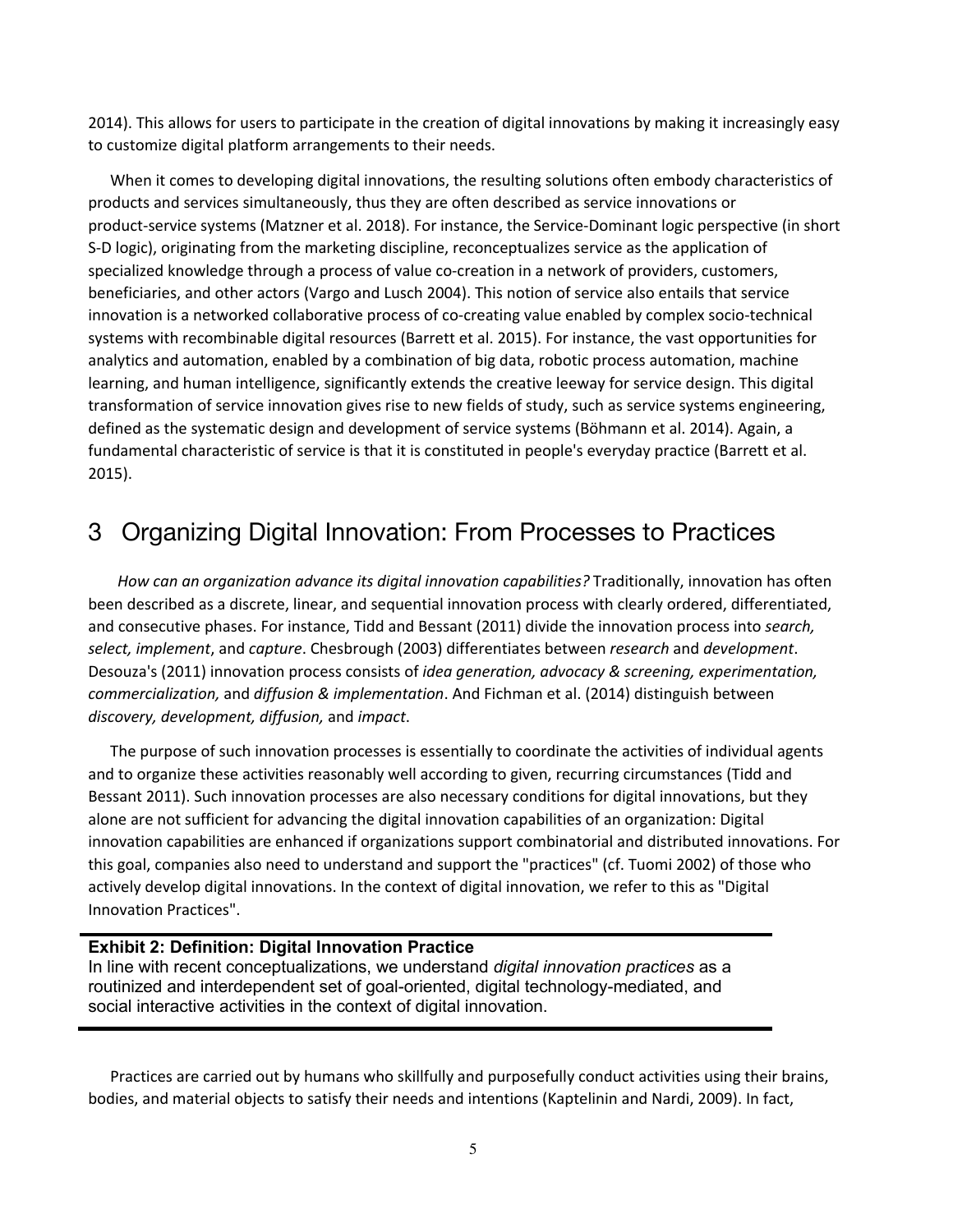2014). This allows for users to participate in the creation of digital innovations by making it increasingly easy to customize digital platform arrangements to their needs.

When it comes to developing digital innovations, the resulting solutions often embody characteristics of products and services simultaneously, thus they are often described as service innovations or product-service systems (Matzner et al. 2018). For instance, the Service-Dominant logic perspective (in short S-D logic), originating from the marketing discipline, reconceptualizes service as the application of specialized knowledge through a process of value co-creation in a network of providers, customers, beneficiaries, and other actors (Vargo and Lusch 2004). This notion of service also entails that service innovation is a networked collaborative process of co-creating value enabled by complex socio-technical systems with recombinable digital resources (Barrett et al. 2015). For instance, the vast opportunities for analytics and automation, enabled by a combination of big data, robotic process automation, machine learning, and human intelligence, significantly extends the creative leeway for service design. This digital transformation of service innovation gives rise to new fields of study, such as service systems engineering, defined as the systematic design and development of service systems (Böhmann et al. 2014). Again, a fundamental characteristic of service is that it is constituted in people's everyday practice (Barrett et al. 2015).

# 3 Organizing Digital Innovation: From Processes to Practices

*How can an organization advance its digital innovation capabilities?* Traditionally, innovation has often been described as a discrete, linear, and sequential innovation process with clearly ordered, differentiated, and consecutive phases. For instance, Tidd and Bessant (2011) divide the innovation process into *search, select, implement*, and *capture*. Chesbrough (2003) differentiates between *research* and *development*. Desouza's (2011) innovation process consists of *idea generation, advocacy & screening, experimentation, commercialization,* and *diffusion & implementation*. And Fichman et al. (2014) distinguish between *discovery, development, diffusion,* and *impact*.

The purpose of such innovation processes is essentially to coordinate the activities of individual agents and to organize these activities reasonably well according to given, recurring circumstances (Tidd and Bessant 2011). Such innovation processes are also necessary conditions for digital innovations, but they alone are not sufficient for advancing the digital innovation capabilities of an organization: Digital innovation capabilities are enhanced if organizations support combinatorial and distributed innovations. For this goal, companies also need to understand and support the "practices" (cf. Tuomi 2002) of those who actively develop digital innovations. In the context of digital innovation, we refer to this as "Digital Innovation Practices".

---

**Exhibit 2: Definition: Digital Innovation Practice**
In line with recent conceptualizations, we understand *digital innovation practices* as a routinized and interdependent set of goal-oriented, digital technology-mediated, and social interactive activities in the context of digital innovation.

---

Practices are carried out by humans who skillfully and purposefully conduct activities using their brains, bodies, and material objects to satisfy their needs and intentions (Kaptelinin and Nardi, 2009). In fact,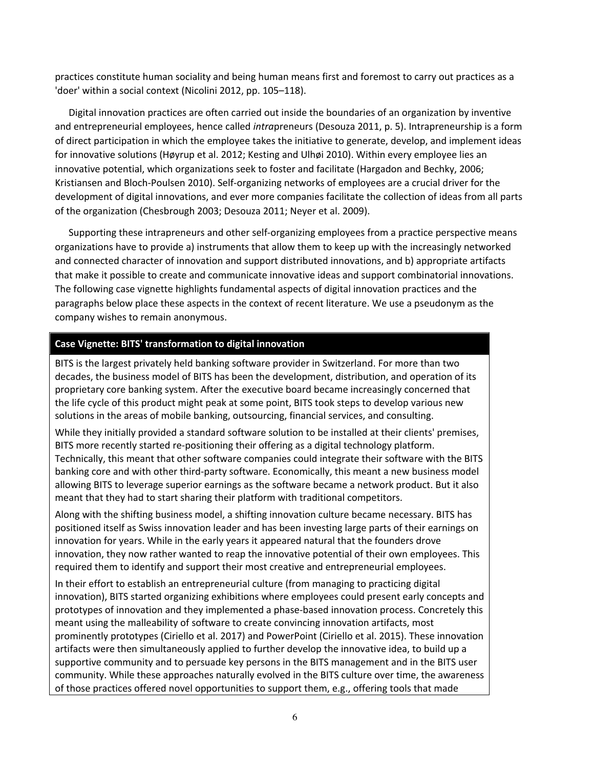practices constitute human sociality and being human means first and foremost to carry out practices as a 'doer' within a social context (Nicolini 2012, pp. 105–118).

Digital innovation practices are often carried out inside the boundaries of an organization by inventive and entrepreneurial employees, hence called *intra*preneurs (Desouza 2011, p. 5). Intrapreneurship is a form of direct participation in which the employee takes the initiative to generate, develop, and implement ideas for innovative solutions (Høyrup et al. 2012; Kesting and Ulhøi 2010). Within every employee lies an innovative potential, which organizations seek to foster and facilitate (Hargadon and Bechky, 2006; Kristiansen and Bloch-Poulsen 2010). Self-organizing networks of employees are a crucial driver for the development of digital innovations, and ever more companies facilitate the collection of ideas from all parts of the organization (Chesbrough 2003; Desouza 2011; Neyer et al. 2009).

Supporting these intrapreneurs and other self-organizing employees from a practice perspective means organizations have to provide a) instruments that allow them to keep up with the increasingly networked and connected character of innovation and support distributed innovations, and b) appropriate artifacts that make it possible to create and communicate innovative ideas and support combinatorial innovations. The following case vignette highlights fundamental aspects of digital innovation practices and the paragraphs below place these aspects in the context of recent literature. We use a pseudonym as the company wishes to remain anonymous.

**Case Vignette: BITS' transformation to digital innovation**

BITS is the largest privately held banking software provider in Switzerland. For more than two decades, the business model of BITS has been the development, distribution, and operation of its proprietary core banking system. After the executive board became increasingly concerned that the life cycle of this product might peak at some point, BITS took steps to develop various new solutions in the areas of mobile banking, outsourcing, financial services, and consulting.

While they initially provided a standard software solution to be installed at their clients' premises, BITS more recently started re-positioning their offering as a digital technology platform. Technically, this meant that other software companies could integrate their software with the BITS banking core and with other third-party software. Economically, this meant a new business model allowing BITS to leverage superior earnings as the software became a network product. But it also meant that they had to start sharing their platform with traditional competitors.

Along with the shifting business model, a shifting innovation culture became necessary. BITS has positioned itself as Swiss innovation leader and has been investing large parts of their earnings on innovation for years. While in the early years it appeared natural that the founders drove innovation, they now rather wanted to reap the innovative potential of their own employees. This required them to identify and support their most creative and entrepreneurial employees.

In their effort to establish an entrepreneurial culture (from managing to practicing digital innovation), BITS started organizing exhibitions where employees could present early concepts and prototypes of innovation and they implemented a phase-based innovation process. Concretely this meant using the malleability of software to create convincing innovation artifacts, most prominently prototypes (Ciriello et al. 2017) and PowerPoint (Ciriello et al. 2015). These innovation artifacts were then simultaneously applied to further develop the innovative idea, to build up a supportive community and to persuade key persons in the BITS management and in the BITS user community. While these approaches naturally evolved in the BITS culture over time, the awareness of those practices offered novel opportunities to support them, e.g., offering tools that made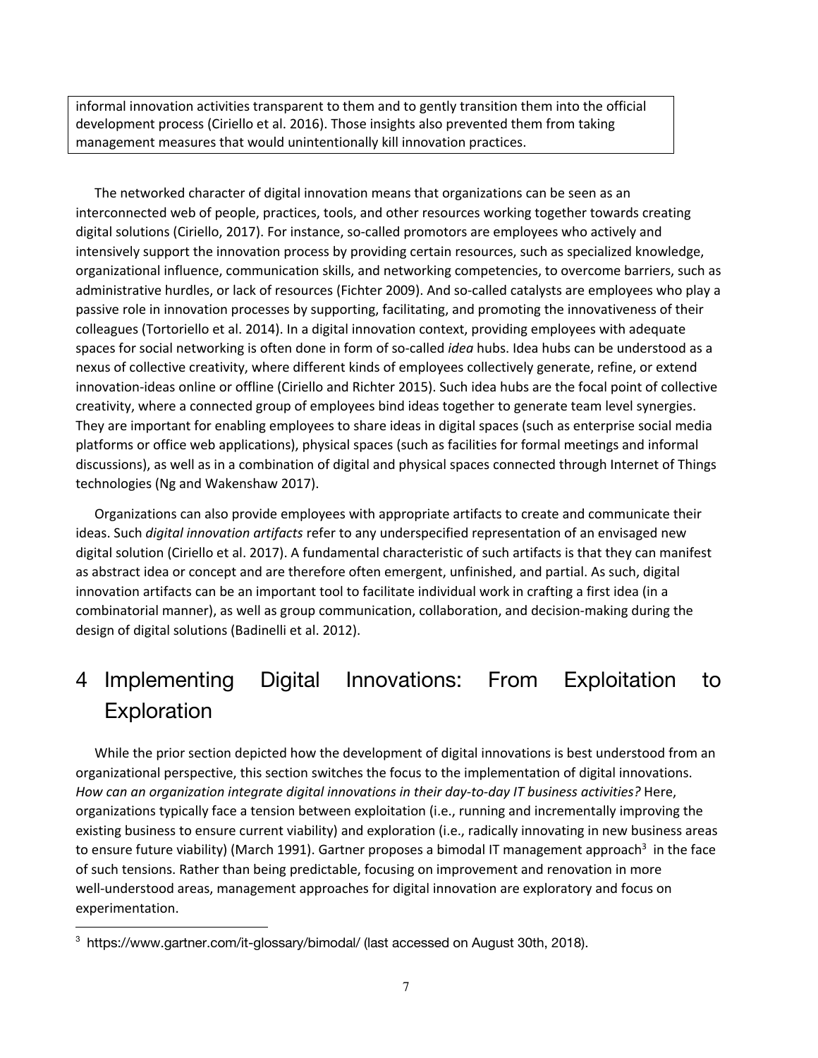informal innovation activities transparent to them and to gently transition them into the official development process (Ciriello et al. 2016). Those insights also prevented them from taking management measures that would unintentionally kill innovation practices.

The networked character of digital innovation means that organizations can be seen as an interconnected web of people, practices, tools, and other resources working together towards creating digital solutions (Ciriello, 2017). For instance, so-called promotors are employees who actively and intensively support the innovation process by providing certain resources, such as specialized knowledge, organizational influence, communication skills, and networking competencies, to overcome barriers, such as administrative hurdles, or lack of resources (Fichter 2009). And so-called catalysts are employees who play a passive role in innovation processes by supporting, facilitating, and promoting the innovativeness of their colleagues (Tortoriello et al. 2014). In a digital innovation context, providing employees with adequate spaces for social networking is often done in form of so-called *idea* hubs. Idea hubs can be understood as a nexus of collective creativity, where different kinds of employees collectively generate, refine, or extend innovation-ideas online or offline (Ciriello and Richter 2015). Such idea hubs are the focal point of collective creativity, where a connected group of employees bind ideas together to generate team level synergies. They are important for enabling employees to share ideas in digital spaces (such as enterprise social media platforms or office web applications), physical spaces (such as facilities for formal meetings and informal discussions), as well as in a combination of digital and physical spaces connected through Internet of Things technologies (Ng and Wakenshaw 2017).

Organizations can also provide employees with appropriate artifacts to create and communicate their ideas. Such *digital innovation artifacts* refer to any underspecified representation of an envisaged new digital solution (Ciriello et al. 2017). A fundamental characteristic of such artifacts is that they can manifest as abstract idea or concept and are therefore often emergent, unfinished, and partial. As such, digital innovation artifacts can be an important tool to facilitate individual work in crafting a first idea (in a combinatorial manner), as well as group communication, collaboration, and decision-making during the design of digital solutions (Badinelli et al. 2012).

# 4 Implementing Digital Innovations: From Exploitation to Exploration

While the prior section depicted how the development of digital innovations is best understood from an organizational perspective, this section switches the focus to the implementation of digital innovations. *How can an organization integrate digital innovations in their day-to-day IT business activities?* Here, organizations typically face a tension between exploitation (i.e., running and incrementally improving the existing business to ensure current viability) and exploration (i.e., radically innovating in new business areas to ensure future viability) (March 1991). Gartner proposes a bimodal IT management approach[3] in the face of such tensions. Rather than being predictable, focusing on improvement and renovation in more well-understood areas, management approaches for digital innovation are exploratory and focus on experimentation.

[3] https://www.gartner.com/it-glossary/bimodal/ (last accessed on August 30th, 2018).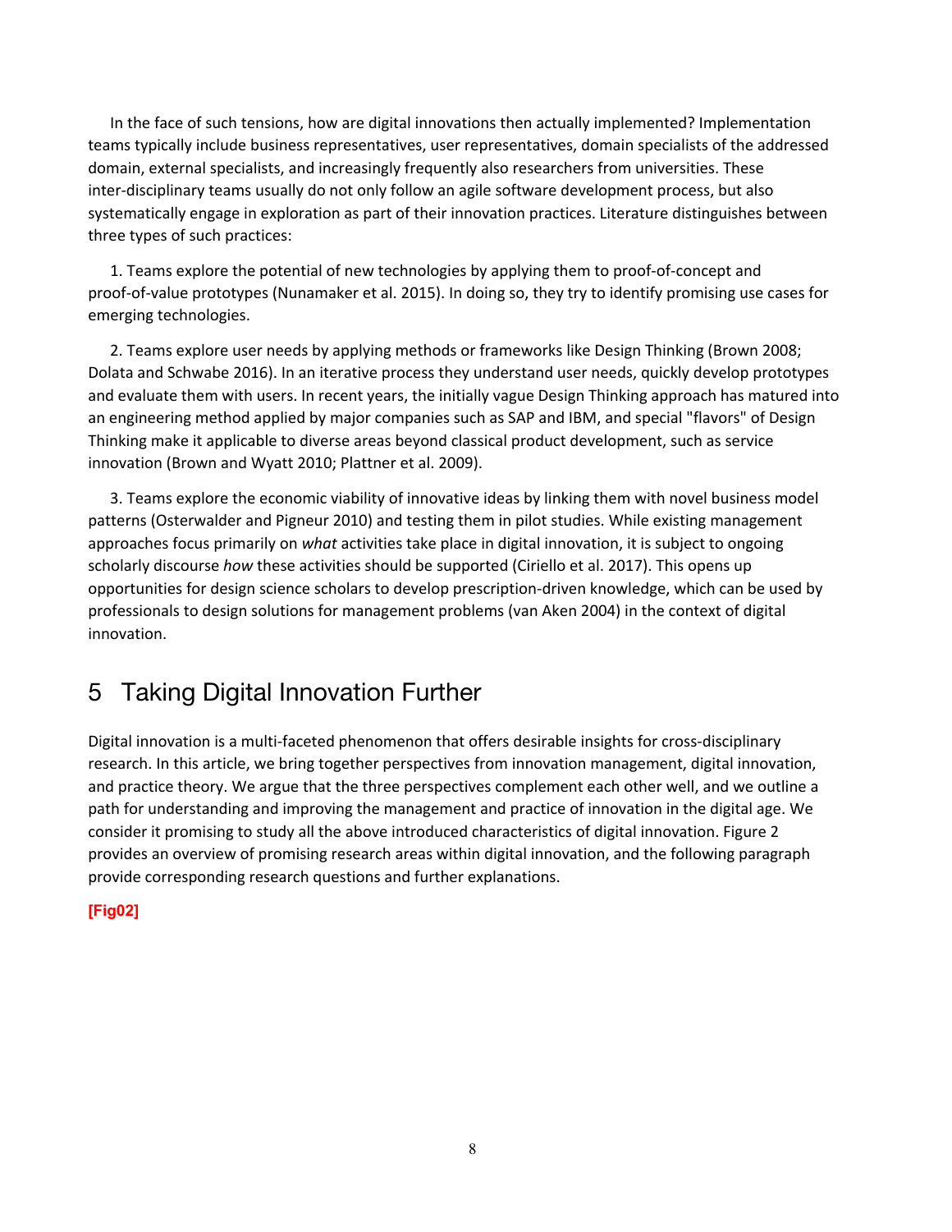In the face of such tensions, how are digital innovations then actually implemented? Implementation teams typically include business representatives, user representatives, domain specialists of the addressed domain, external specialists, and increasingly frequently also researchers from universities. These inter-disciplinary teams usually do not only follow an agile software development process, but also systematically engage in exploration as part of their innovation practices. Literature distinguishes between three types of such practices:

1. Teams explore the potential of new technologies by applying them to proof-of-concept and proof-of-value prototypes (Nunamaker et al. 2015). In doing so, they try to identify promising use cases for emerging technologies.

2. Teams explore user needs by applying methods or frameworks like Design Thinking (Brown 2008; Dolata and Schwabe 2016). In an iterative process they understand user needs, quickly develop prototypes and evaluate them with users. In recent years, the initially vague Design Thinking approach has matured into an engineering method applied by major companies such as SAP and IBM, and special "flavors" of Design Thinking make it applicable to diverse areas beyond classical product development, such as service innovation (Brown and Wyatt 2010; Plattner et al. 2009).

3. Teams explore the economic viability of innovative ideas by linking them with novel business model patterns (Osterwalder and Pigneur 2010) and testing them in pilot studies. While existing management approaches focus primarily on *what* activities take place in digital innovation, it is subject to ongoing scholarly discourse *how* these activities should be supported (Ciriello et al. 2017). This opens up opportunities for design science scholars to develop prescription-driven knowledge, which can be used by professionals to design solutions for management problems (van Aken 2004) in the context of digital innovation.

# 5 Taking Digital Innovation Further

Digital innovation is a multi-faceted phenomenon that offers desirable insights for cross-disciplinary research. In this article, we bring together perspectives from innovation management, digital innovation, and practice theory. We argue that the three perspectives complement each other well, and we outline a path for understanding and improving the management and practice of innovation in the digital age. We consider it promising to study all the above introduced characteristics of digital innovation. Figure 2 provides an overview of promising research areas within digital innovation, and the following paragraph provide corresponding research questions and further explanations.

**[Fig02]**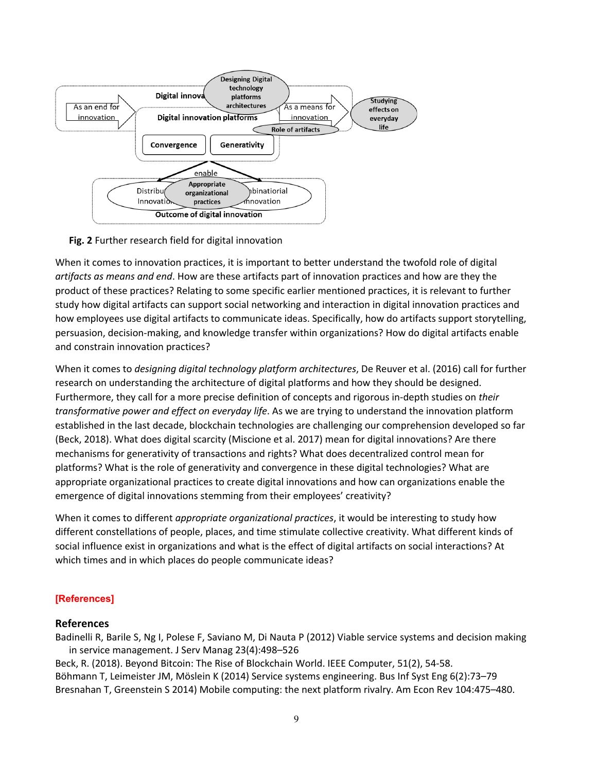Fig. 2 Further research field for digital innovation

When it comes to innovation practices, it is important to better understand the twofold role of digital *artifacts as means and end*. How are these artifacts part of innovation practices and how are they the product of these practices? Relating to some specific earlier mentioned practices, it is relevant to further study how digital artifacts can support social networking and interaction in digital innovation practices and how employees use digital artifacts to communicate ideas. Specifically, how do artifacts support storytelling, persuasion, decision-making, and knowledge transfer within organizations? How do digital artifacts enable and constrain innovation practices?

When it comes to *designing digital technology platform architectures*, De Reuver et al. (2016) call for further research on understanding the architecture of digital platforms and how they should be designed. Furthermore, they call for a more precise definition of concepts and rigorous in-depth studies on *their transformative power and effect on everyday life*. As we are trying to understand the innovation platform established in the last decade, blockchain technologies are challenging our comprehension developed so far (Beck, 2018). What does digital scarcity (Miscione et al. 2017) mean for digital innovations? Are there mechanisms for generativity of transactions and rights? What does decentralized control mean for platforms? What is the role of generativity and convergence in these digital technologies? What are appropriate organizational practices to create digital innovations and how can organizations enable the emergence of digital innovations stemming from their employees' creativity?

When it comes to different *appropriate organizational practices*, it would be interesting to study how different constellations of people, places, and time stimulate collective creativity. What different kinds of social influence exist in organizations and what is the effect of digital artifacts on social interactions? At which times and in which places do people communicate ideas?

[References]

## References

Badinelli R, Barile S, Ng I, Polese F, Saviano M, Di Nauta P (2012) Viable service systems and decision making in service management. J Serv Manag 23(4):498–526

Beck, R. (2018). Beyond Bitcoin: The Rise of Blockchain World. IEEE Computer, 51(2), 54-58.

Böhmann T, Leimeister JM, Möslein K (2014) Service systems engineering. Bus Inf Syst Eng 6(2):73–79

Bresnahan T, Greenstein S 2014) Mobile computing: the next platform rivalry. Am Econ Rev 104:475–480.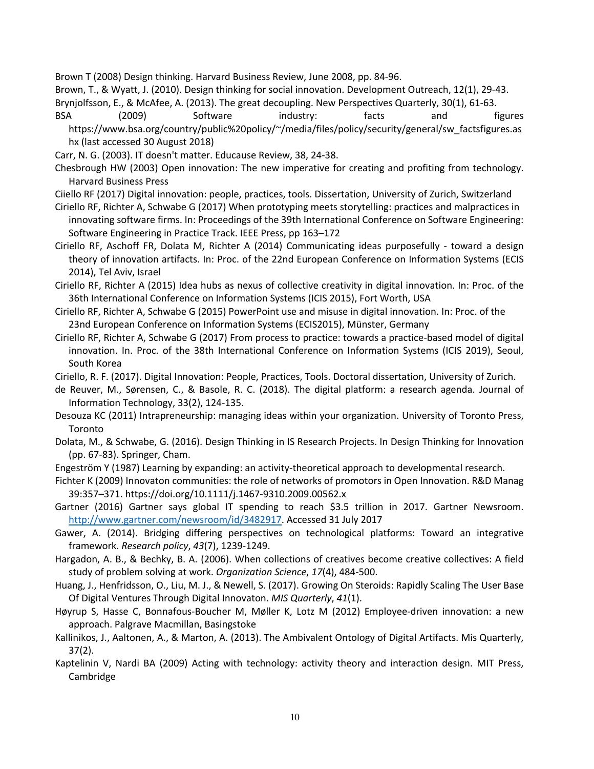Brown T (2008) Design thinking. Harvard Business Review, June 2008, pp. 84-96.

Brown, T., & Wyatt, J. (2010). Design thinking for social innovation. Development Outreach, 12(1), 29-43.

Brynjolfsson, E., & McAfee, A. (2013). The great decoupling. New Perspectives Quarterly, 30(1), 61-63.

BSA (2009) Software industry: facts and figures https://www.bsa.org/country/public%20policy/~/media/files/policy/security/general/sw_factsfigures.ashx (last accessed 30 August 2018)

Carr, N. G. (2003). IT doesn't matter. Educause Review, 38, 24-38.

Chesbrough HW (2003) Open innovation: The new imperative for creating and profiting from technology. Harvard Business Press

Ciiello RF (2017) Digital innovation: people, practices, tools. Dissertation, University of Zurich, Switzerland

Ciriello RF, Richter A, Schwabe G (2017) When prototyping meets storytelling: practices and malpractices in innovating software firms. In: Proceedings of the 39th International Conference on Software Engineering: Software Engineering in Practice Track. IEEE Press, pp 163–172

Ciriello RF, Aschoff FR, Dolata M, Richter A (2014) Communicating ideas purposefully - toward a design theory of innovation artifacts. In: Proc. of the 22nd European Conference on Information Systems (ECIS 2014), Tel Aviv, Israel

Ciriello RF, Richter A (2015) Idea hubs as nexus of collective creativity in digital innovation. In: Proc. of the 36th International Conference on Information Systems (ICIS 2015), Fort Worth, USA

Ciriello RF, Richter A, Schwabe G (2015) PowerPoint use and misuse in digital innovation. In: Proc. of the 23nd European Conference on Information Systems (ECIS2015), Münster, Germany

Ciriello RF, Richter A, Schwabe G (2017) From process to practice: towards a practice-based model of digital innovation. In. Proc. of the 38th International Conference on Information Systems (ICIS 2019), Seoul, South Korea

Ciriello, R. F. (2017). Digital Innovation: People, Practices, Tools. Doctoral dissertation, University of Zurich.

de Reuver, M., Sørensen, C., & Basole, R. C. (2018). The digital platform: a research agenda. Journal of Information Technology, 33(2), 124-135.

Desouza KC (2011) Intrapreneurship: managing ideas within your organization. University of Toronto Press, Toronto

Dolata, M., & Schwabe, G. (2016). Design Thinking in IS Research Projects. In Design Thinking for Innovation (pp. 67-83). Springer, Cham.

Engeström Y (1987) Learning by expanding: an activity-theoretical approach to developmental research.

Fichter K (2009) Innovaton communities: the role of networks of promotors in Open Innovation. R&D Manag 39:357–371. https://doi.org/10.1111/j.1467-9310.2009.00562.x

Gartner (2016) Gartner says global IT spending to reach $3.5 trillion in 2017. Gartner Newsroom. http://www.gartner.com/newsroom/id/3482917. Accessed 31 July 2017

Gawer, A. (2014). Bridging differing perspectives on technological platforms: Toward an integrative framework. *Research policy*, *43*(7), 1239-1249.

Hargadon, A. B., & Bechky, B. A. (2006). When collections of creatives become creative collectives: A field study of problem solving at work. *Organization Science*, *17*(4), 484-500.

Huang, J., Henfridsson, O., Liu, M. J., & Newell, S. (2017). Growing On Steroids: Rapidly Scaling The User Base Of Digital Ventures Through Digital Innovaton. *MIS Quarterly*, *41*(1).

Høyrup S, Hasse C, Bonnafous-Boucher M, Møller K, Lotz M (2012) Employee-driven innovation: a new approach. Palgrave Macmillan, Basingstoke

Kallinikos, J., Aaltonen, A., & Marton, A. (2013). The Ambivalent Ontology of Digital Artifacts. Mis Quarterly, 37(2).

Kaptelinin V, Nardi BA (2009) Acting with technology: activity theory and interaction design. MIT Press, Cambridge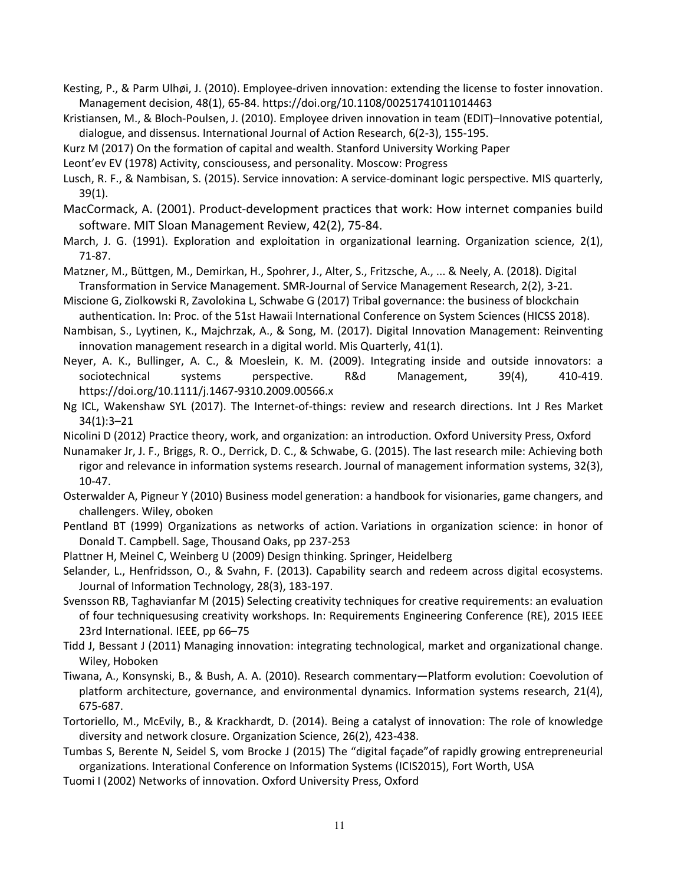Kesting, P., & Parm Ulhøi, J. (2010). Employee-driven innovation: extending the license to foster innovation. Management decision, 48(1), 65-84. https://doi.org/10.1108/00251741011014463

Kristiansen, M., & Bloch-Poulsen, J. (2010). Employee driven innovation in team (EDIT)–Innovative potential, dialogue, and dissensus. International Journal of Action Research, 6(2-3), 155-195.

Kurz M (2017) On the formation of capital and wealth. Stanford University Working Paper

Leont'ev EV (1978) Activity, consciousess, and personality. Moscow: Progress

Lusch, R. F., & Nambisan, S. (2015). Service innovation: A service-dominant logic perspective. MIS quarterly, 39(1).

MacCormack, A. (2001). Product-development practices that work: How internet companies build software. MIT Sloan Management Review, 42(2), 75-84.

March, J. G. (1991). Exploration and exploitation in organizational learning. Organization science, 2(1), 71-87.

Matzner, M., Büttgen, M., Demirkan, H., Spohrer, J., Alter, S., Fritzsche, A., ... & Neely, A. (2018). Digital Transformation in Service Management. SMR-Journal of Service Management Research, 2(2), 3-21.

Miscione G, Ziolkowski R, Zavolokina L, Schwabe G (2017) Tribal governance: the business of blockchain authentication. In: Proc. of the 51st Hawaii International Conference on System Sciences (HICSS 2018).

Nambisan, S., Lyytinen, K., Majchrzak, A., & Song, M. (2017). Digital Innovation Management: Reinventing innovation management research in a digital world. Mis Quarterly, 41(1).

Neyer, A. K., Bullinger, A. C., & Moeslein, K. M. (2009). Integrating inside and outside innovators: a sociotechnical systems perspective. R&d Management, 39(4), 410-419. https://doi.org/10.1111/j.1467-9310.2009.00566.x

Ng ICL, Wakenshaw SYL (2017). The Internet-of-things: review and research directions. Int J Res Market 34(1):3–21

Nicolini D (2012) Practice theory, work, and organization: an introduction. Oxford University Press, Oxford

Nunamaker Jr, J. F., Briggs, R. O., Derrick, D. C., & Schwabe, G. (2015). The last research mile: Achieving both rigor and relevance in information systems research. Journal of management information systems, 32(3), 10-47.

Osterwalder A, Pigneur Y (2010) Business model generation: a handbook for visionaries, game changers, and challengers. Wiley, oboken

Pentland BT (1999) Organizations as networks of action. Variations in organization science: in honor of Donald T. Campbell. Sage, Thousand Oaks, pp 237-253

Plattner H, Meinel C, Weinberg U (2009) Design thinking. Springer, Heidelberg

Selander, L., Henfridsson, O., & Svahn, F. (2013). Capability search and redeem across digital ecosystems. Journal of Information Technology, 28(3), 183-197.

Svensson RB, Taghavianfar M (2015) Selecting creativity techniques for creative requirements: an evaluation of four techniquesusing creativity workshops. In: Requirements Engineering Conference (RE), 2015 IEEE 23rd International. IEEE, pp 66–75

Tidd J, Bessant J (2011) Managing innovation: integrating technological, market and organizational change. Wiley, Hoboken

Tiwana, A., Konsynski, B., & Bush, A. A. (2010). Research commentary—Platform evolution: Coevolution of platform architecture, governance, and environmental dynamics. Information systems research, 21(4), 675-687.

Tortoriello, M., McEvily, B., & Krackhardt, D. (2014). Being a catalyst of innovation: The role of knowledge diversity and network closure. Organization Science, 26(2), 423-438.

Tumbas S, Berente N, Seidel S, vom Brocke J (2015) The "digital façade"of rapidly growing entrepreneurial organizations. Interational Conference on Information Systems (ICIS2015), Fort Worth, USA

Tuomi I (2002) Networks of innovation. Oxford University Press, Oxford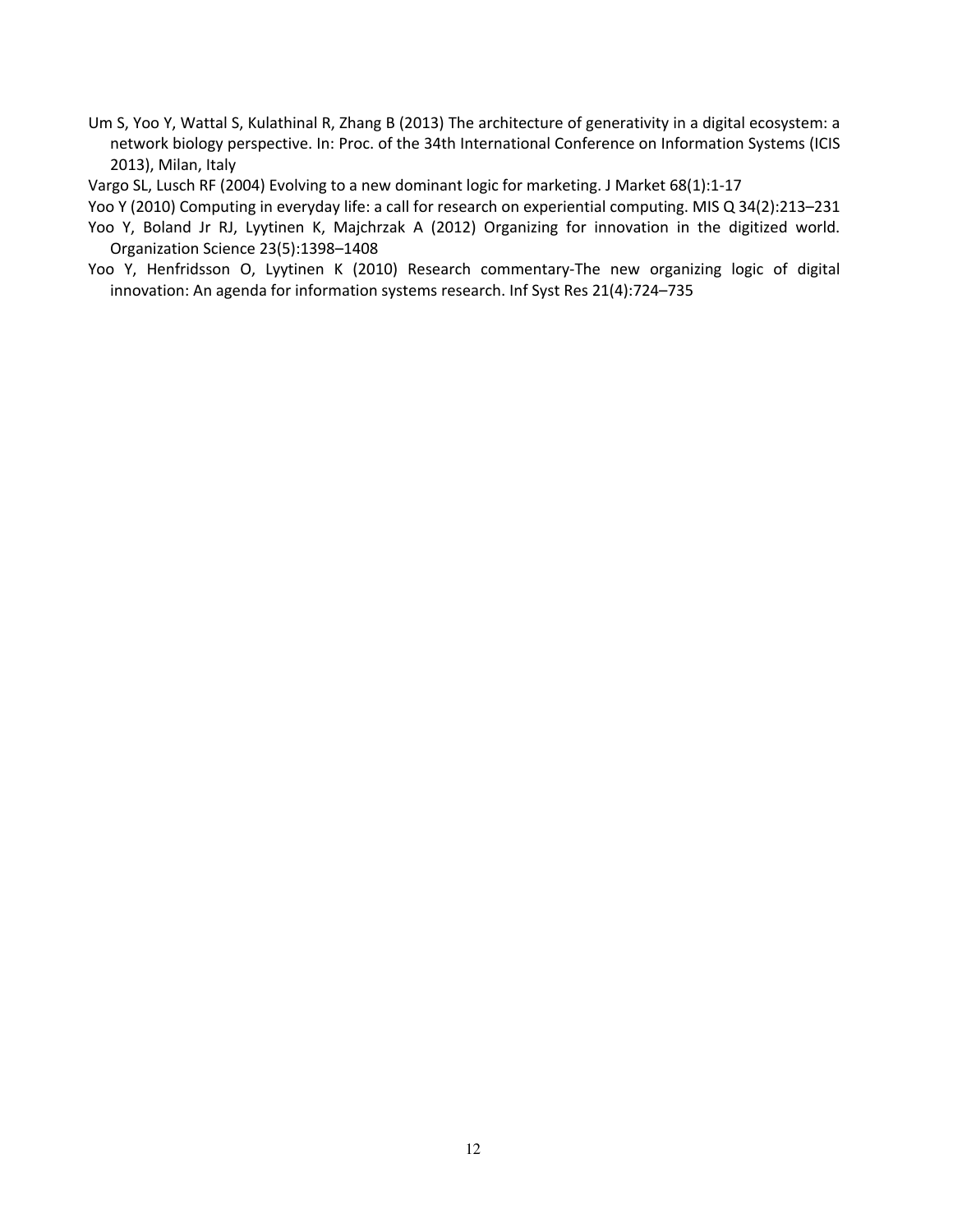Um S, Yoo Y, Wattal S, Kulathinal R, Zhang B (2013) The architecture of generativity in a digital ecosystem: a network biology perspective. In: Proc. of the 34th International Conference on Information Systems (ICIS 2013), Milan, Italy

Vargo SL, Lusch RF (2004) Evolving to a new dominant logic for marketing. J Market 68(1):1-17

Yoo Y (2010) Computing in everyday life: a call for research on experiential computing. MIS Q 34(2):213–231

Yoo Y, Boland Jr RJ, Lyytinen K, Majchrzak A (2012) Organizing for innovation in the digitized world. Organization Science 23(5):1398–1408

Yoo Y, Henfridsson O, Lyytinen K (2010) Research commentary-The new organizing logic of digital innovation: An agenda for information systems research. Inf Syst Res 21(4):724–735